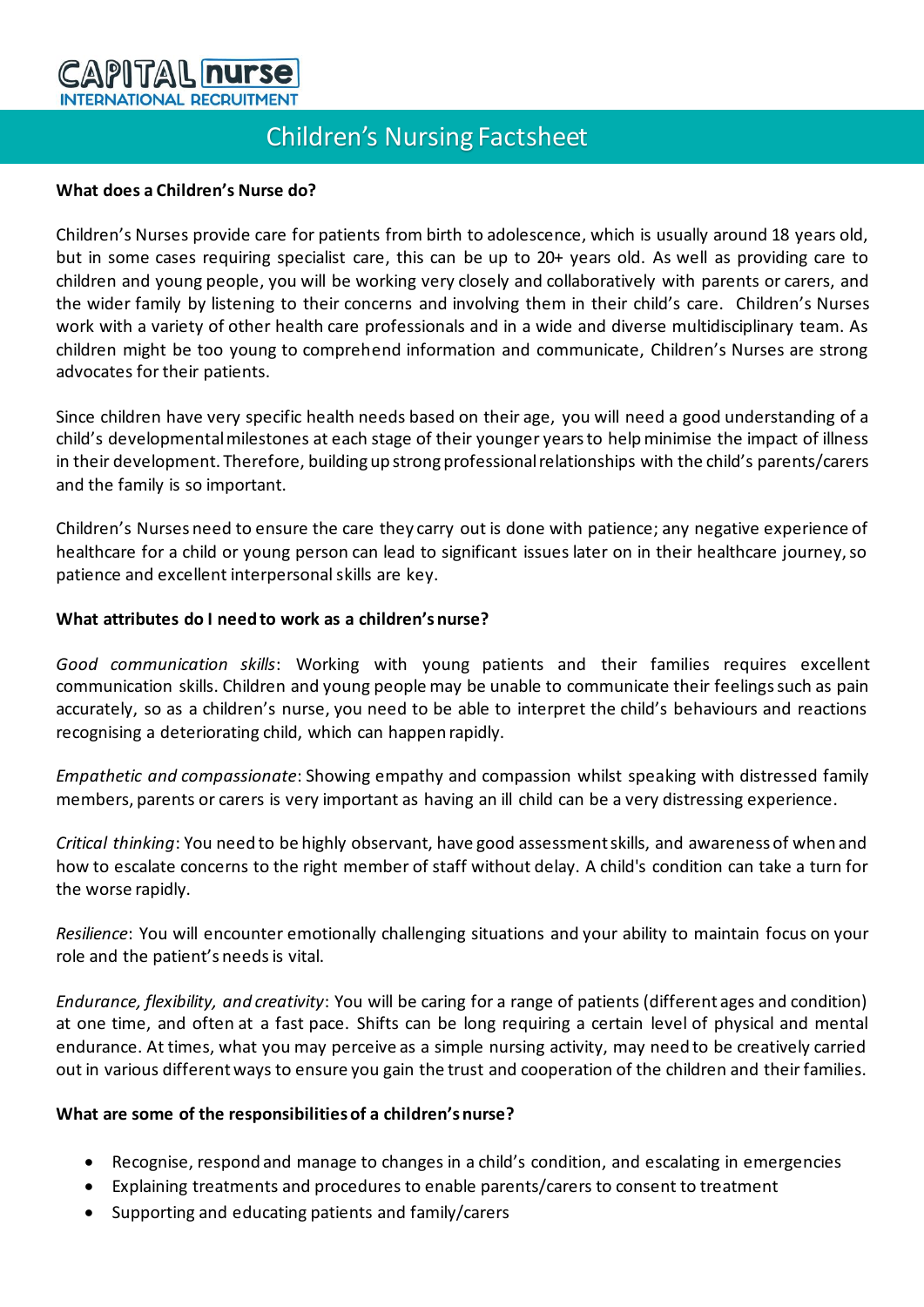# CAPITAL nurse
INTERNATIONAL RECRUITMENT

## Children's Nursing Factsheet

**What does a Children's Nurse do?**

Children's Nurses provide care for patients from birth to adolescence, which is usually around 18 years old, but in some cases requiring specialist care, this can be up to 20+ years old. As well as providing care to children and young people, you will be working very closely and collaboratively with parents or carers, and the wider family by listening to their concerns and involving them in their child's care. Children's Nurses work with a variety of other health care professionals and in a wide and diverse multidisciplinary team. As children might be too young to comprehend information and communicate, Children's Nurses are strong advocates for their patients.

Since children have very specific health needs based on their age, you will need a good understanding of a child's developmental milestones at each stage of their younger years to help minimise the impact of illness in their development. Therefore, building up strong professional relationships with the child's parents/carers and the family is so important.

Children's Nurses need to ensure the care they carry out is done with patience; any negative experience of healthcare for a child or young person can lead to significant issues later on in their healthcare journey, so patience and excellent interpersonal skills are key.

**What attributes do I need to work as a children's nurse?**

*Good communication skills*: Working with young patients and their families requires excellent communication skills. Children and young people may be unable to communicate their feelings such as pain accurately, so as a children's nurse, you need to be able to interpret the child's behaviours and reactions recognising a deteriorating child, which can happen rapidly.

*Empathetic and compassionate*: Showing empathy and compassion whilst speaking with distressed family members, parents or carers is very important as having an ill child can be a very distressing experience.

*Critical thinking*: You need to be highly observant, have good assessment skills, and awareness of when and how to escalate concerns to the right member of staff without delay. A child's condition can take a turn for the worse rapidly.

*Resilience*: You will encounter emotionally challenging situations and your ability to maintain focus on your role and the patient's needs is vital.

*Endurance, flexibility, and creativity*: You will be caring for a range of patients (different ages and condition) at one time, and often at a fast pace. Shifts can be long requiring a certain level of physical and mental endurance. At times, what you may perceive as a simple nursing activity, may need to be creatively carried out in various different ways to ensure you gain the trust and cooperation of the children and their families.

**What are some of the responsibilities of a children's nurse?**

- Recognise, respond and manage to changes in a child's condition, and escalating in emergencies
- Explaining treatments and procedures to enable parents/carers to consent to treatment
- Supporting and educating patients and family/carers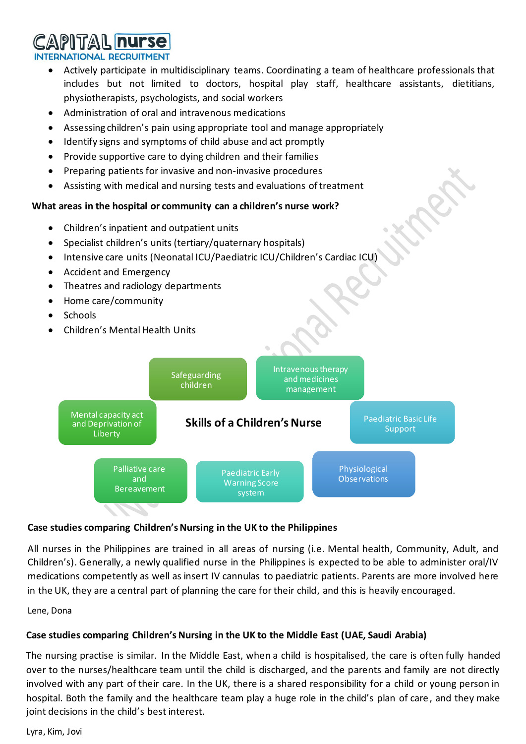- Actively participate in multidisciplinary teams. Coordinating a team of healthcare professionals that includes but not limited to doctors, hospital play staff, healthcare assistants, dietitians, physiotherapists, psychologists, and social workers
- Administration of oral and intravenous medications
- Assessing children's pain using appropriate tool and manage appropriately
- Identify signs and symptoms of child abuse and act promptly
- Provide supportive care to dying children and their families
- Preparing patients for invasive and non-invasive procedures
- Assisting with medical and nursing tests and evaluations of treatment

**What areas in the hospital or community can a children's nurse work?**

- Children's inpatient and outpatient units
- Specialist children's units (tertiary/quaternary hospitals)
- Intensive care units (Neonatal ICU/Paediatric ICU/Children's Cardiac ICU)
- Accident and Emergency
- Theatres and radiology departments
- Home care/community
- Schools
- Children's Mental Health Units

**Skills of a Children's Nurse**

Safeguarding children

Intravenous therapy and medicines management

Paediatric Basic Life Support

Physiological Observations

Paediatric Early Warning Score system

Palliative care and Bereavement

Mental capacity act and Deprivation of Liberty

**Case studies comparing Children's Nursing in the UK to the Philippines**

All nurses in the Philippines are trained in all areas of nursing (i.e. Mental health, Community, Adult, and Children's). Generally, a newly qualified nurse in the Philippines is expected to be able to administer oral/IV medications competently as well as insert IV cannulas to paediatric patients. Parents are more involved here in the UK, they are a central part of planning the care for their child, and this is heavily encouraged.

Lene, Dona

**Case studies comparing Children's Nursing in the UK to the Middle East (UAE, Saudi Arabia)**

The nursing practise is similar. In the Middle East, when a child is hospitalised, the care is often fully handed over to the nurses/healthcare team until the child is discharged, and the parents and family are not directly involved with any part of their care. In the UK, there is a shared responsibility for a child or young person in hospital. Both the family and the healthcare team play a huge role in the child's plan of care, and they make joint decisions in the child's best interest.

Lyra, Kim, Jovi